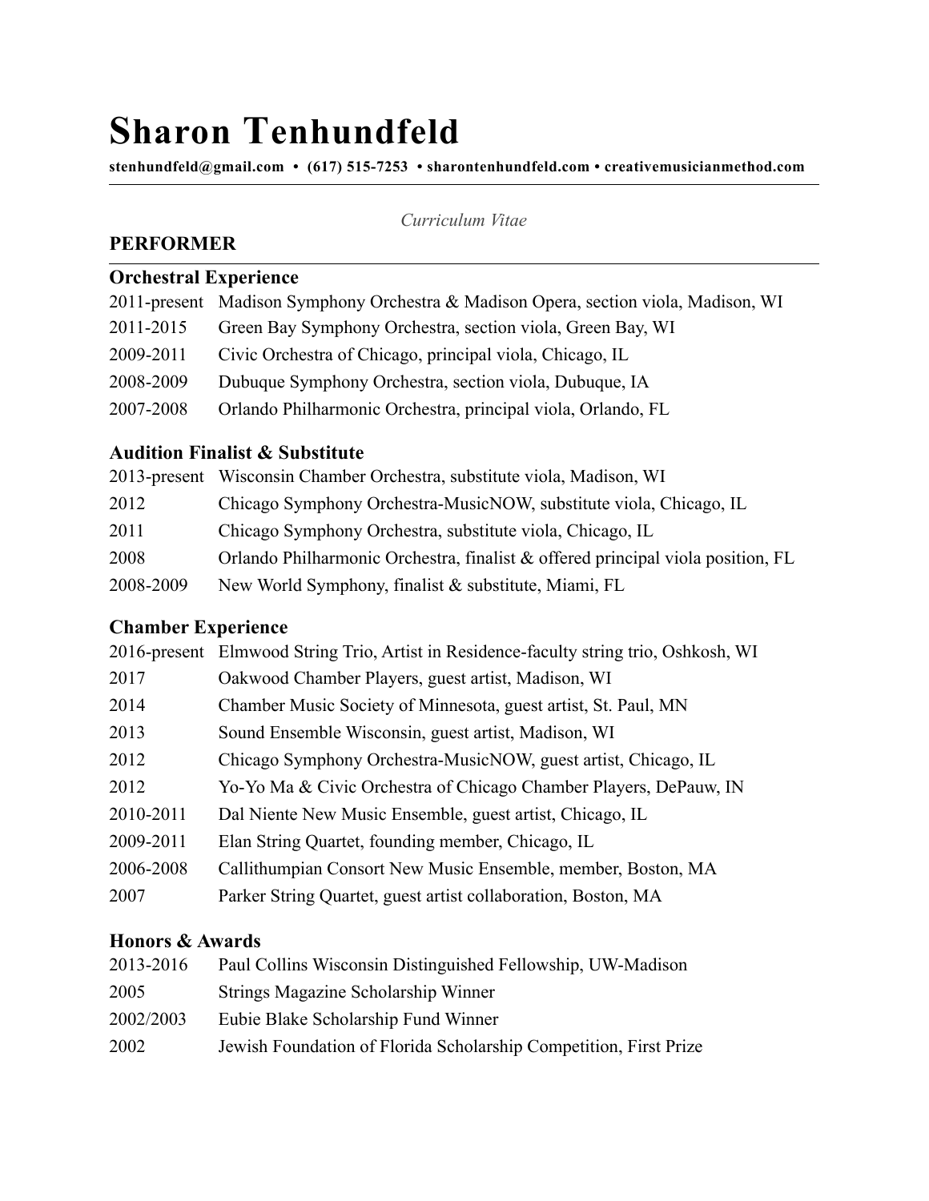# Sharon Tenhundfeld

**stenhundfeld@gmail.com • (617) 515-7253 • sharontenhundfeld.com • creativemusicianmethod.com**

---

*Curriculum Vitae*

## PERFORMER

### Orchestral Experience

| | |
|---|---|
| 2011-present | Madison Symphony Orchestra & Madison Opera, section viola, Madison, WI |
| 2011-2015 | Green Bay Symphony Orchestra, section viola, Green Bay, WI |
| 2009-2011 | Civic Orchestra of Chicago, principal viola, Chicago, IL |
| 2008-2009 | Dubuque Symphony Orchestra, section viola, Dubuque, IA |
| 2007-2008 | Orlando Philharmonic Orchestra, principal viola, Orlando, FL |

### Audition Finalist & Substitute

| | |
|---|---|
| 2013-present | Wisconsin Chamber Orchestra, substitute viola, Madison, WI |
| 2012 | Chicago Symphony Orchestra-MusicNOW, substitute viola, Chicago, IL |
| 2011 | Chicago Symphony Orchestra, substitute viola, Chicago, IL |
| 2008 | Orlando Philharmonic Orchestra, finalist & offered principal viola position, FL |
| 2008-2009 | New World Symphony, finalist & substitute, Miami, FL |

### Chamber Experience

| | |
|---|---|
| 2016-present | Elmwood String Trio, Artist in Residence-faculty string trio, Oshkosh, WI |
| 2017 | Oakwood Chamber Players, guest artist, Madison, WI |
| 2014 | Chamber Music Society of Minnesota, guest artist, St. Paul, MN |
| 2013 | Sound Ensemble Wisconsin, guest artist, Madison, WI |
| 2012 | Chicago Symphony Orchestra-MusicNOW, guest artist, Chicago, IL |
| 2012 | Yo-Yo Ma & Civic Orchestra of Chicago Chamber Players, DePauw, IN |
| 2010-2011 | Dal Niente New Music Ensemble, guest artist, Chicago, IL |
| 2009-2011 | Elan String Quartet, founding member, Chicago, IL |
| 2006-2008 | Callithumpian Consort New Music Ensemble, member, Boston, MA |
| 2007 | Parker String Quartet, guest artist collaboration, Boston, MA |

### Honors & Awards

| | |
|---|---|
| 2013-2016 | Paul Collins Wisconsin Distinguished Fellowship, UW-Madison |
| 2005 | Strings Magazine Scholarship Winner |
| 2002/2003 | Eubie Blake Scholarship Fund Winner |
| 2002 | Jewish Foundation of Florida Scholarship Competition, First Prize |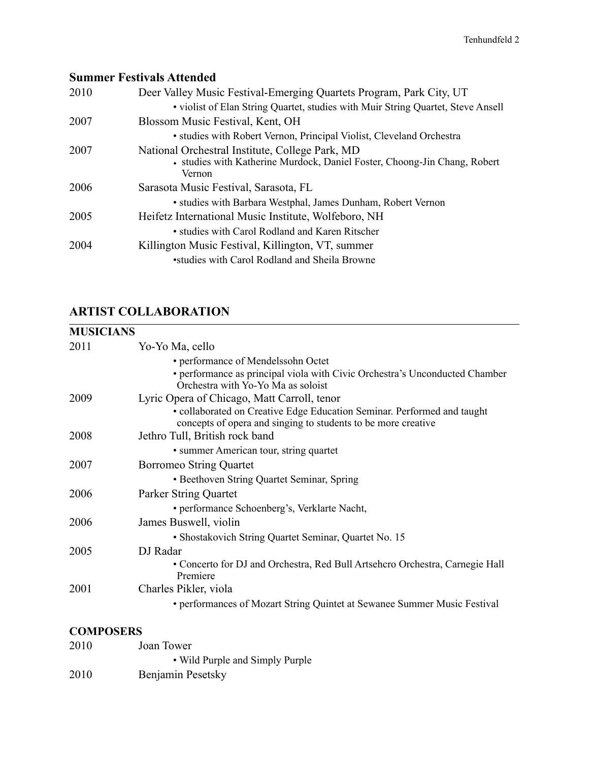## Summer Festivals Attended

2010 Deer Valley Music Festival-Emerging Quartets Program, Park City, UT
- violist of Elan String Quartet, studies with Muir String Quartet, Steve Ansell

2007 Blossom Music Festival, Kent, OH
- studies with Robert Vernon, Principal Violist, Cleveland Orchestra

2007 National Orchestral Institute, College Park, MD
- studies with Katherine Murdock, Daniel Foster, Choong-Jin Chang, Robert Vernon

2006 Sarasota Music Festival, Sarasota, FL
- studies with Barbara Westphal, James Dunham, Robert Vernon

2005 Heifetz International Music Institute, Wolfeboro, NH
- studies with Carol Rodland and Karen Ritscher

2004 Killington Music Festival, Killington, VT, summer
- studies with Carol Rodland and Sheila Browne

## ARTIST COLLABORATION

### MUSICIANS

2011 Yo-Yo Ma, cello
- performance of Mendelssohn Octet
- performance as principal viola with Civic Orchestra's Unconducted Chamber Orchestra with Yo-Yo Ma as soloist

2009 Lyric Opera of Chicago, Matt Carroll, tenor
- collaborated on Creative Edge Education Seminar. Performed and taught concepts of opera and singing to students to be more creative

2008 Jethro Tull, British rock band
- summer American tour, string quartet

2007 Borromeo String Quartet
- Beethoven String Quartet Seminar, Spring

2006 Parker String Quartet
- performance Schoenberg's, Verklarte Nacht,

2006 James Buswell, violin
- Shostakovich String Quartet Seminar, Quartet No. 15

2005 DJ Radar
- Concerto for DJ and Orchestra, Red Bull Artsehcro Orchestra, Carnegie Hall Premiere

2001 Charles Pikler, viola
- performances of Mozart String Quintet at Sewanee Summer Music Festival

### COMPOSERS

2010 Joan Tower
- Wild Purple and Simply Purple

2010 Benjamin Pesetsky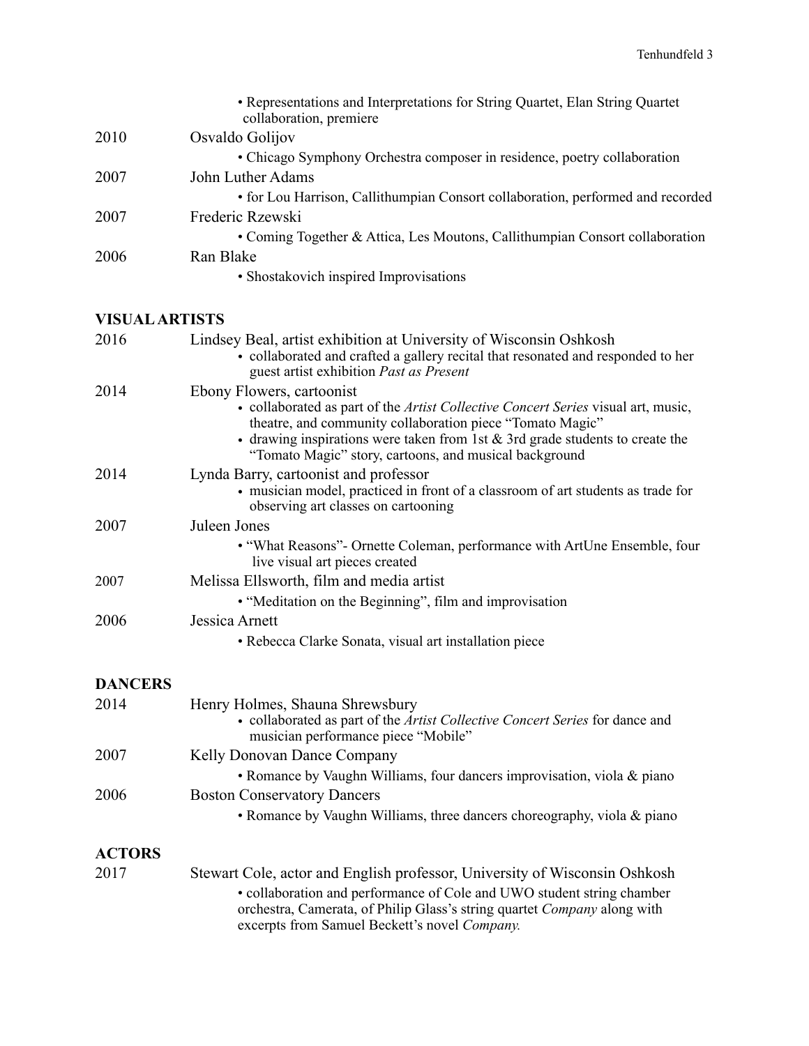- Representations and Interpretations for String Quartet, Elan String Quartet collaboration, premiere

2010 Osvaldo Golijov
- Chicago Symphony Orchestra composer in residence, poetry collaboration

2007 John Luther Adams
- for Lou Harrison, Callithumpian Consort collaboration, performed and recorded

2007 Frederic Rzewski
- Coming Together & Attica, Les Moutons, Callithumpian Consort collaboration

2006 Ran Blake
- Shostakovich inspired Improvisations

## VISUAL ARTISTS

2016 Lindsey Beal, artist exhibition at University of Wisconsin Oshkosh
- collaborated and crafted a gallery recital that resonated and responded to her guest artist exhibition *Past as Present*

2014 Ebony Flowers, cartoonist
- collaborated as part of the *Artist Collective Concert Series* visual art, music, theatre, and community collaboration piece "Tomato Magic"
- drawing inspirations were taken from 1st & 3rd grade students to create the "Tomato Magic" story, cartoons, and musical background

2014 Lynda Barry, cartoonist and professor
- musician model, practiced in front of a classroom of art students as trade for observing art classes on cartooning

2007 Juleen Jones
- "What Reasons"- Ornette Coleman, performance with ArtUne Ensemble, four live visual art pieces created

2007 Melissa Ellsworth, film and media artist
- "Meditation on the Beginning", film and improvisation

2006 Jessica Arnett
- Rebecca Clarke Sonata, visual art installation piece

## DANCERS

2014 Henry Holmes, Shauna Shrewsbury
- collaborated as part of the *Artist Collective Concert Series* for dance and musician performance piece "Mobile"

2007 Kelly Donovan Dance Company
- Romance by Vaughn Williams, four dancers improvisation, viola & piano

2006 Boston Conservatory Dancers
- Romance by Vaughn Williams, three dancers choreography, viola & piano

## ACTORS

2017 Stewart Cole, actor and English professor, University of Wisconsin Oshkosh
- collaboration and performance of Cole and UWO student string chamber orchestra, Camerata, of Philip Glass's string quartet *Company* along with excerpts from Samuel Beckett's novel *Company.*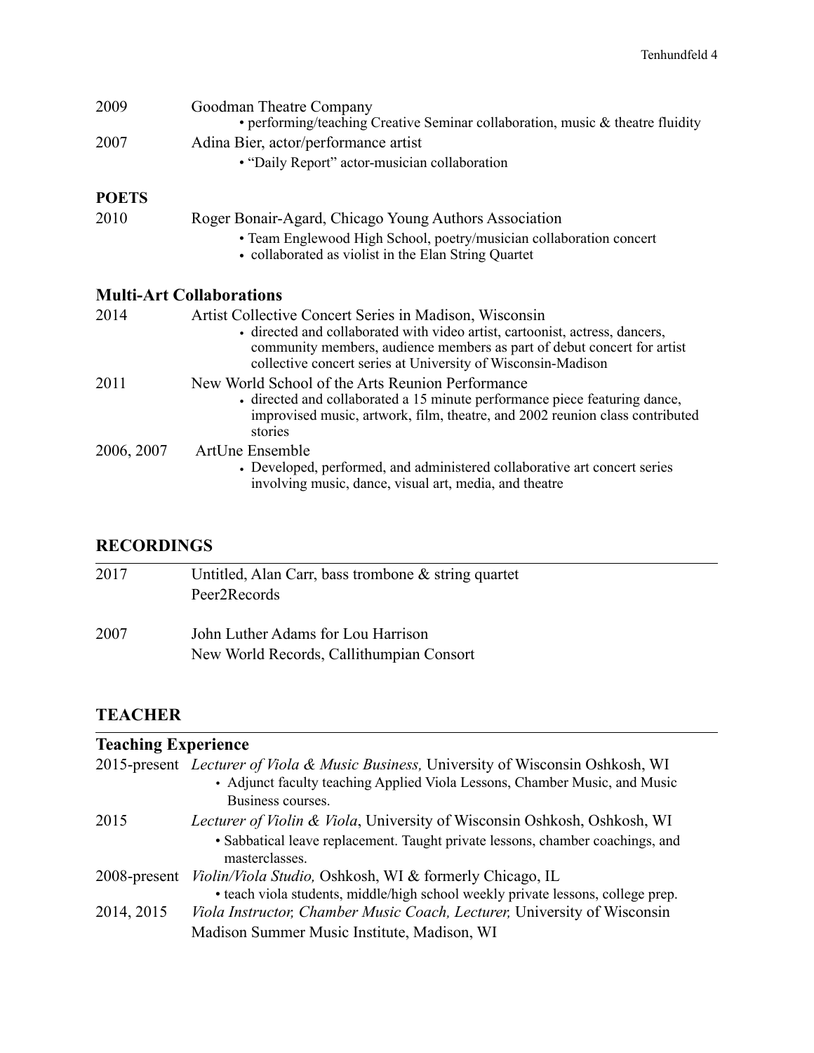2009 Goodman Theatre Company
- performing/teaching Creative Seminar collaboration, music & theatre fluidity

2007 Adina Bier, actor/performance artist
- "Daily Report" actor-musician collaboration

**POETS**

2010 Roger Bonair-Agard, Chicago Young Authors Association
- Team Englewood High School, poetry/musician collaboration concert
- collaborated as violist in the Elan String Quartet

### Multi-Art Collaborations

2014 Artist Collective Concert Series in Madison, Wisconsin
- directed and collaborated with video artist, cartoonist, actress, dancers, community members, audience members as part of debut concert for artist collective concert series at University of Wisconsin-Madison

2011 New World School of the Arts Reunion Performance
- directed and collaborated a 15 minute performance piece featuring dance, improvised music, artwork, film, theatre, and 2002 reunion class contributed stories

2006, 2007 ArtUne Ensemble
- Developed, performed, and administered collaborative art concert series involving music, dance, visual art, media, and theatre

## RECORDINGS

2017 Untitled, Alan Carr, bass trombone & string quartet
Peer2Records

2007 John Luther Adams for Lou Harrison
New World Records, Callithumpian Consort

## TEACHER

### Teaching Experience

2015-present *Lecturer of Viola & Music Business,* University of Wisconsin Oshkosh, WI
- Adjunct faculty teaching Applied Viola Lessons, Chamber Music, and Music Business courses.

2015 *Lecturer of Violin & Viola*, University of Wisconsin Oshkosh, Oshkosh, WI
- Sabbatical leave replacement. Taught private lessons, chamber coachings, and masterclasses.

2008-present *Violin/Viola Studio,* Oshkosh, WI & formerly Chicago, IL
- teach viola students, middle/high school weekly private lessons, college prep.

2014, 2015 *Viola Instructor, Chamber Music Coach, Lecturer,* University of Wisconsin Madison Summer Music Institute, Madison, WI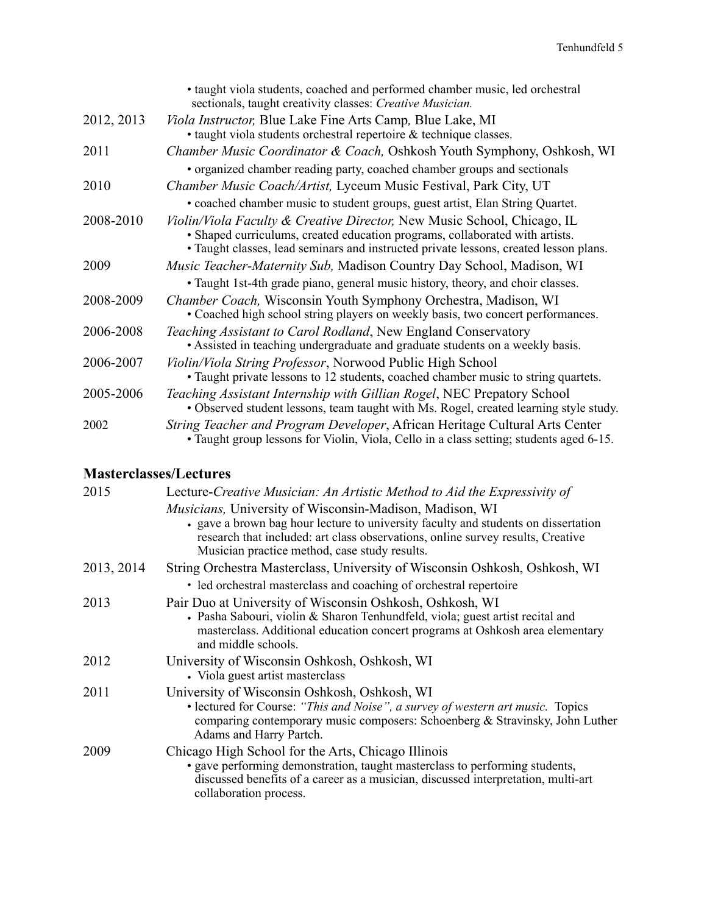- taught viola students, coached and performed chamber music, led orchestral sectionals, taught creativity classes: *Creative Musician.*

2012, 2013 — *Viola Instructor,* Blue Lake Fine Arts Camp*,* Blue Lake, MI
- taught viola students orchestral repertoire & technique classes.

2011 — *Chamber Music Coordinator & Coach,* Oshkosh Youth Symphony, Oshkosh, WI
- organized chamber reading party, coached chamber groups and sectionals

2010 — *Chamber Music Coach/Artist,* Lyceum Music Festival, Park City, UT
- coached chamber music to student groups, guest artist, Elan String Quartet.

2008-2010 — *Violin/Viola Faculty & Creative Director,* New Music School, Chicago, IL
- Shaped curriculums, created education programs, collaborated with artists.
- Taught classes, lead seminars and instructed private lessons, created lesson plans.

2009 — *Music Teacher-Maternity Sub,* Madison Country Day School, Madison, WI
- Taught 1st-4th grade piano, general music history, theory, and choir classes.

2008-2009 — *Chamber Coach,* Wisconsin Youth Symphony Orchestra, Madison, WI
- Coached high school string players on weekly basis, two concert performances.

2006-2008 — *Teaching Assistant to Carol Rodland*, New England Conservatory
- Assisted in teaching undergraduate and graduate students on a weekly basis.

2006-2007 — *Violin/Viola String Professor*, Norwood Public High School
- Taught private lessons to 12 students, coached chamber music to string quartets.

2005-2006 — *Teaching Assistant Internship with Gillian Rogel*, NEC Prepatory School
- Observed student lessons, team taught with Ms. Rogel, created learning style study.

2002 — *String Teacher and Program Developer*, African Heritage Cultural Arts Center
- Taught group lessons for Violin, Viola, Cello in a class setting; students aged 6-15.

## Masterclasses/Lectures

2015 — Lecture-*Creative Musician: An Artistic Method to Aid the Expressivity of Musicians,* University of Wisconsin-Madison, Madison, WI
- gave a brown bag hour lecture to university faculty and students on dissertation research that included: art class observations, online survey results, Creative Musician practice method, case study results.

2013, 2014 — String Orchestra Masterclass, University of Wisconsin Oshkosh, Oshkosh, WI
- led orchestral masterclass and coaching of orchestral repertoire

2013 — Pair Duo at University of Wisconsin Oshkosh, Oshkosh, WI
- Pasha Sabouri, violin & Sharon Tenhundfeld, viola; guest artist recital and masterclass. Additional education concert programs at Oshkosh area elementary and middle schools.

2012 — University of Wisconsin Oshkosh, Oshkosh, WI
- Viola guest artist masterclass

2011 — University of Wisconsin Oshkosh, Oshkosh, WI
- lectured for Course: *"This and Noise", a survey of western art music.* Topics comparing contemporary music composers: Schoenberg & Stravinsky, John Luther Adams and Harry Partch.

2009 — Chicago High School for the Arts, Chicago Illinois
- gave performing demonstration, taught masterclass to performing students, discussed benefits of a career as a musician, discussed interpretation, multi-art collaboration process.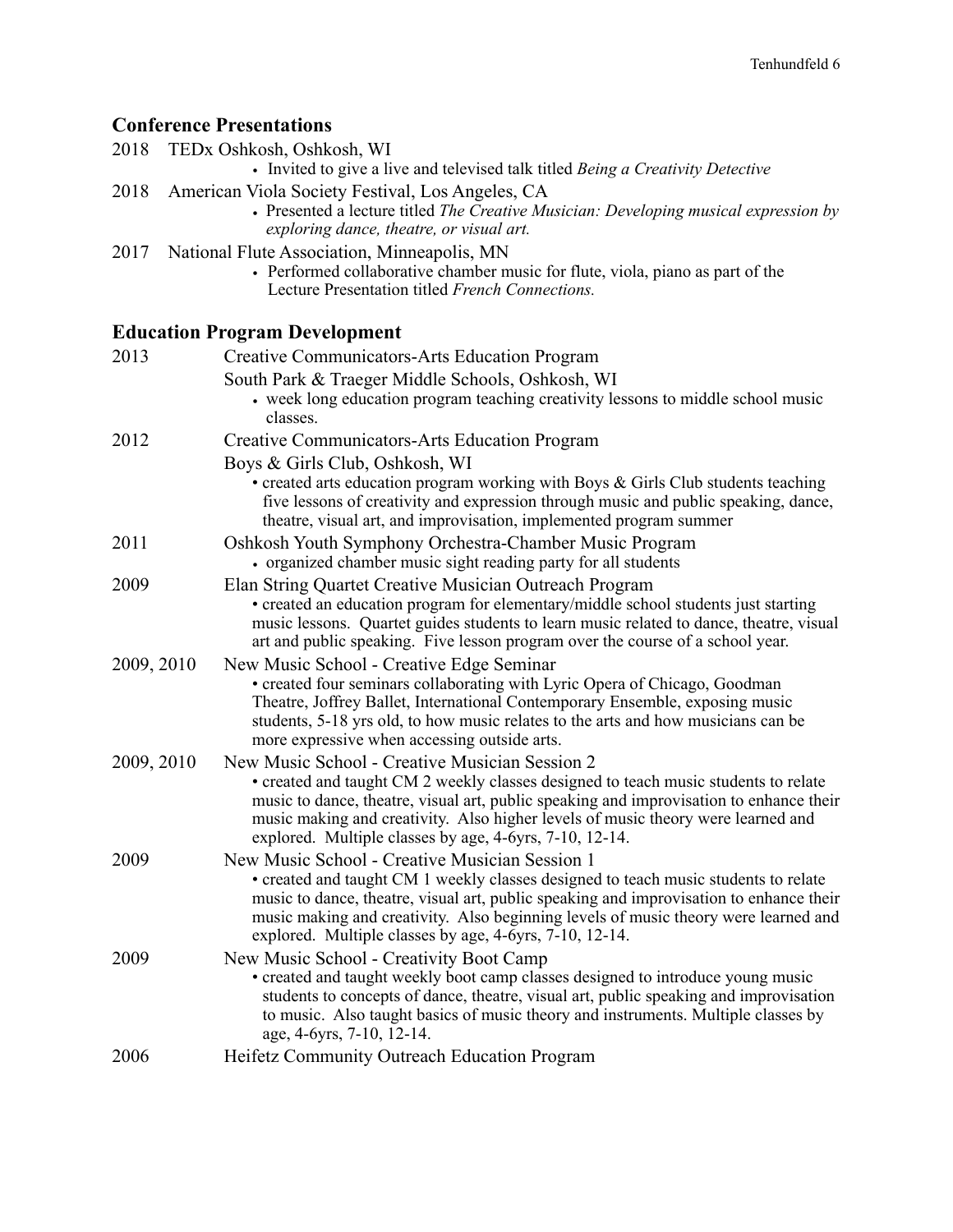## Conference Presentations

2018 TEDx Oshkosh, Oshkosh, WI

- Invited to give a live and televised talk titled *Being a Creativity Detective*

2018 American Viola Society Festival, Los Angeles, CA

- Presented a lecture titled *The Creative Musician: Developing musical expression by exploring dance, theatre, or visual art.*

2017 National Flute Association, Minneapolis, MN

- Performed collaborative chamber music for flute, viola, piano as part of the Lecture Presentation titled *French Connections.*

## Education Program Development

2013 Creative Communicators-Arts Education Program

South Park & Traeger Middle Schools, Oshkosh, WI

- week long education program teaching creativity lessons to middle school music classes.

2012 Creative Communicators-Arts Education Program

Boys & Girls Club, Oshkosh, WI

- created arts education program working with Boys & Girls Club students teaching five lessons of creativity and expression through music and public speaking, dance, theatre, visual art, and improvisation, implemented program summer

2011 Oshkosh Youth Symphony Orchestra-Chamber Music Program

- organized chamber music sight reading party for all students

2009 Elan String Quartet Creative Musician Outreach Program

- created an education program for elementary/middle school students just starting music lessons. Quartet guides students to learn music related to dance, theatre, visual art and public speaking. Five lesson program over the course of a school year.

2009, 2010 New Music School - Creative Edge Seminar

- created four seminars collaborating with Lyric Opera of Chicago, Goodman Theatre, Joffrey Ballet, International Contemporary Ensemble, exposing music students, 5-18 yrs old, to how music relates to the arts and how musicians can be more expressive when accessing outside arts.

2009, 2010 New Music School - Creative Musician Session 2

- created and taught CM 2 weekly classes designed to teach music students to relate music to dance, theatre, visual art, public speaking and improvisation to enhance their music making and creativity. Also higher levels of music theory were learned and explored. Multiple classes by age, 4-6yrs, 7-10, 12-14.

2009 New Music School - Creative Musician Session 1

- created and taught CM 1 weekly classes designed to teach music students to relate music to dance, theatre, visual art, public speaking and improvisation to enhance their music making and creativity. Also beginning levels of music theory were learned and explored. Multiple classes by age, 4-6yrs, 7-10, 12-14.

2009 New Music School - Creativity Boot Camp

- created and taught weekly boot camp classes designed to introduce young music students to concepts of dance, theatre, visual art, public speaking and improvisation to music. Also taught basics of music theory and instruments. Multiple classes by age, 4-6yrs, 7-10, 12-14.

2006 Heifetz Community Outreach Education Program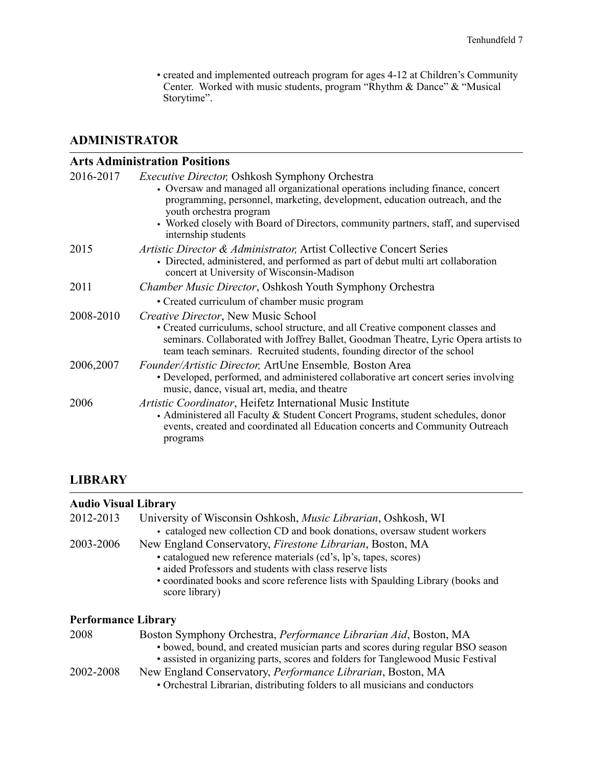- created and implemented outreach program for ages 4-12 at Children's Community Center. Worked with music students, program "Rhythm & Dance" & "Musical Storytime".

## ADMINISTRATOR

### Arts Administration Positions

2016-2017 *Executive Director,* Oshkosh Symphony Orchestra
- Oversaw and managed all organizational operations including finance, concert programming, personnel, marketing, development, education outreach, and the youth orchestra program
- Worked closely with Board of Directors, community partners, staff, and supervised internship students

2015 *Artistic Director & Administrator,* Artist Collective Concert Series
- Directed, administered, and performed as part of debut multi art collaboration concert at University of Wisconsin-Madison

2011 *Chamber Music Director*, Oshkosh Youth Symphony Orchestra
- Created curriculum of chamber music program

2008-2010 *Creative Director*, New Music School
- Created curriculums, school structure, and all Creative component classes and seminars. Collaborated with Joffrey Ballet, Goodman Theatre, Lyric Opera artists to team teach seminars. Recruited students, founding director of the school

2006,2007 *Founder/Artistic Director,* ArtUne Ensemble*,* Boston Area
- Developed, performed, and administered collaborative art concert series involving music, dance, visual art, media, and theatre

2006 *Artistic Coordinator*, Heifetz International Music Institute
- Administered all Faculty & Student Concert Programs, student schedules, donor events, created and coordinated all Education concerts and Community Outreach programs

## LIBRARY

### Audio Visual Library

2012-2013 University of Wisconsin Oshkosh, *Music Librarian*, Oshkosh, WI
- cataloged new collection CD and book donations, oversaw student workers

2003-2006 New England Conservatory, *Firestone Librarian*, Boston, MA
- catalogued new reference materials (cd's, lp's, tapes, scores)
- aided Professors and students with class reserve lists
- coordinated books and score reference lists with Spaulding Library (books and score library)

### Performance Library

2008 Boston Symphony Orchestra, *Performance Librarian Aid*, Boston, MA
- bowed, bound, and created musician parts and scores during regular BSO season
- assisted in organizing parts, scores and folders for Tanglewood Music Festival

2002-2008 New England Conservatory, *Performance Librarian*, Boston, MA
- Orchestral Librarian, distributing folders to all musicians and conductors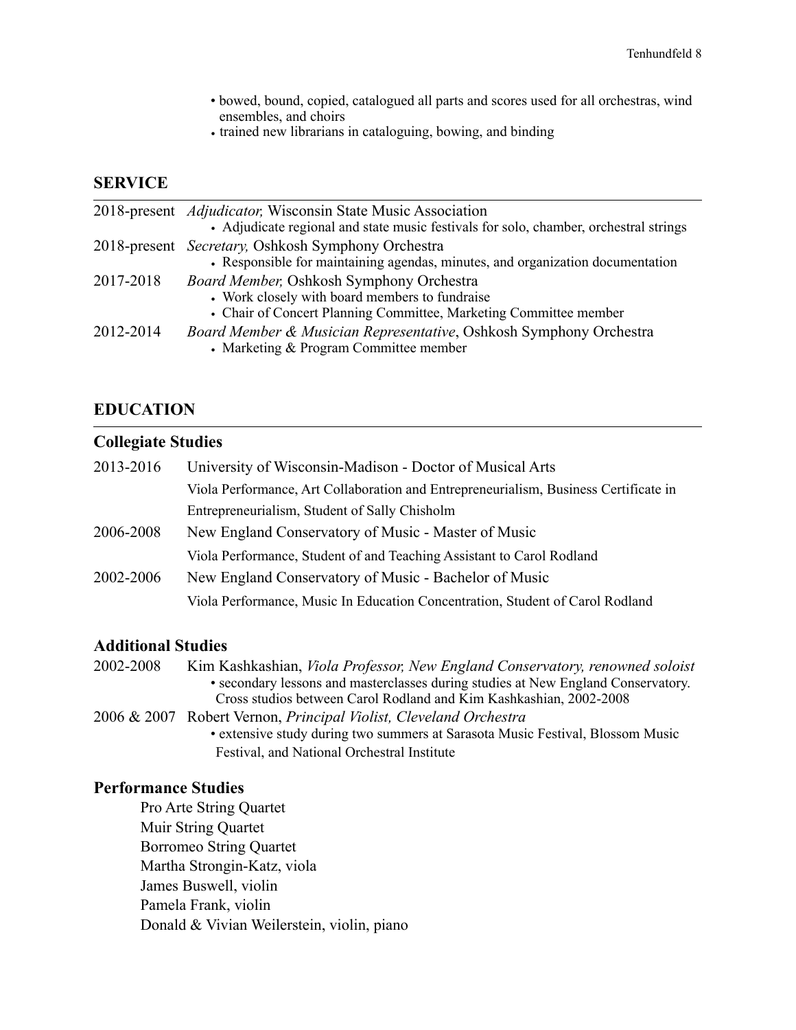- bowed, bound, copied, catalogued all parts and scores used for all orchestras, wind ensembles, and choirs
- trained new librarians in cataloguing, bowing, and binding

## SERVICE

2018-present *Adjudicator,* Wisconsin State Music Association
- Adjudicate regional and state music festivals for solo, chamber, orchestral strings

2018-present *Secretary,* Oshkosh Symphony Orchestra
- Responsible for maintaining agendas, minutes, and organization documentation

2017-2018 *Board Member,* Oshkosh Symphony Orchestra
- Work closely with board members to fundraise
- Chair of Concert Planning Committee, Marketing Committee member

2012-2014 *Board Member & Musician Representative*, Oshkosh Symphony Orchestra
- Marketing & Program Committee member

## EDUCATION

### Collegiate Studies

2013-2016 University of Wisconsin-Madison - Doctor of Musical Arts
Viola Performance, Art Collaboration and Entrepreneurialism, Business Certificate in Entrepreneurialism, Student of Sally Chisholm

2006-2008 New England Conservatory of Music - Master of Music
Viola Performance, Student of and Teaching Assistant to Carol Rodland

2002-2006 New England Conservatory of Music - Bachelor of Music
Viola Performance, Music In Education Concentration, Student of Carol Rodland

### Additional Studies

2002-2008 Kim Kashkashian, *Viola Professor, New England Conservatory, renowned soloist*
- secondary lessons and masterclasses during studies at New England Conservatory. Cross studios between Carol Rodland and Kim Kashkashian, 2002-2008

2006 & 2007 Robert Vernon, *Principal Violist, Cleveland Orchestra*
- extensive study during two summers at Sarasota Music Festival, Blossom Music Festival, and National Orchestral Institute

### Performance Studies

Pro Arte String Quartet
Muir String Quartet
Borromeo String Quartet
Martha Strongin-Katz, viola
James Buswell, violin
Pamela Frank, violin
Donald & Vivian Weilerstein, violin, piano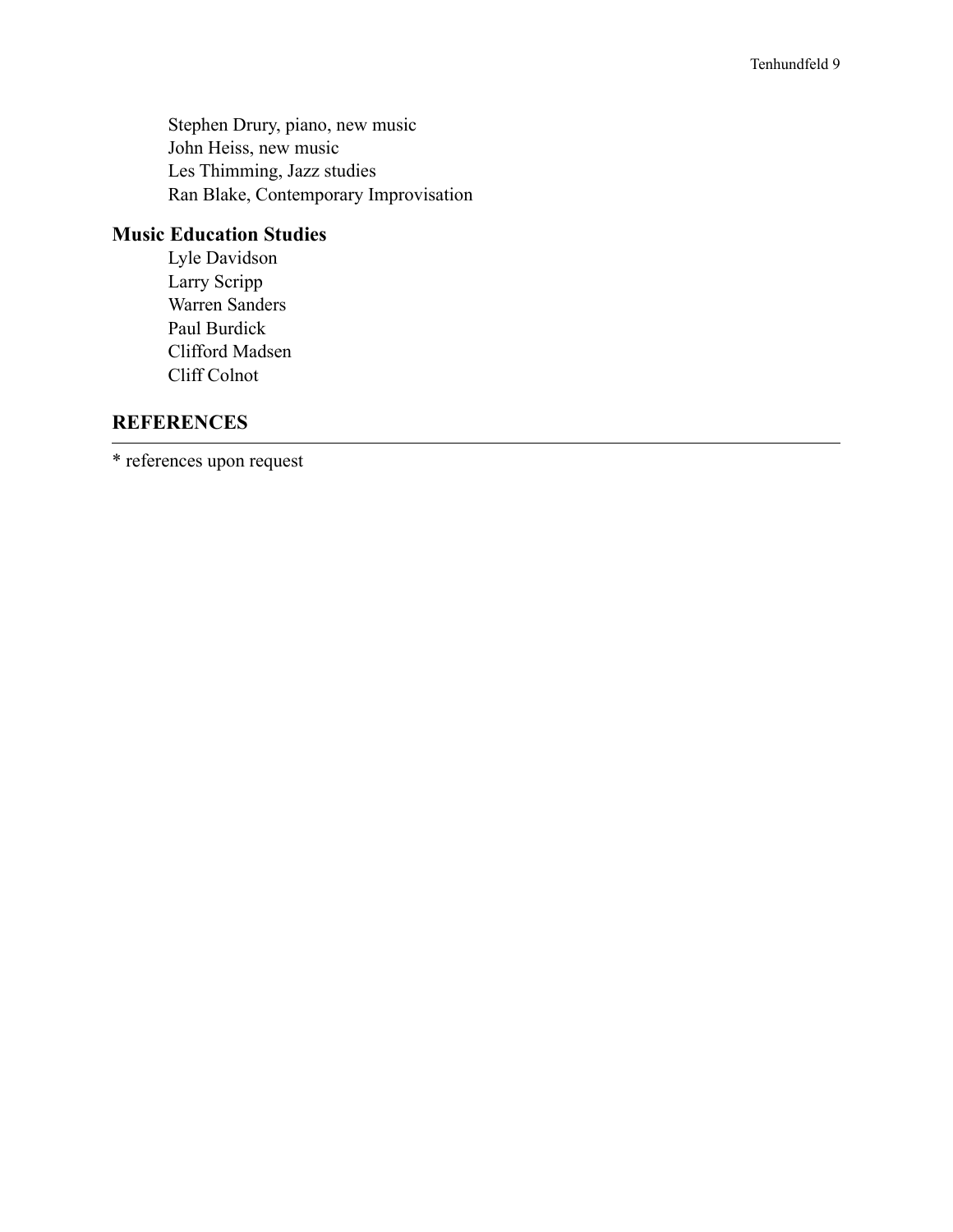Stephen Drury, piano, new music
John Heiss, new music
Les Thimming, Jazz studies
Ran Blake, Contemporary Improvisation

### Music Education Studies

Lyle Davidson
Larry Scripp
Warren Sanders
Paul Burdick
Clifford Madsen
Cliff Colnot

## REFERENCES

* references upon request